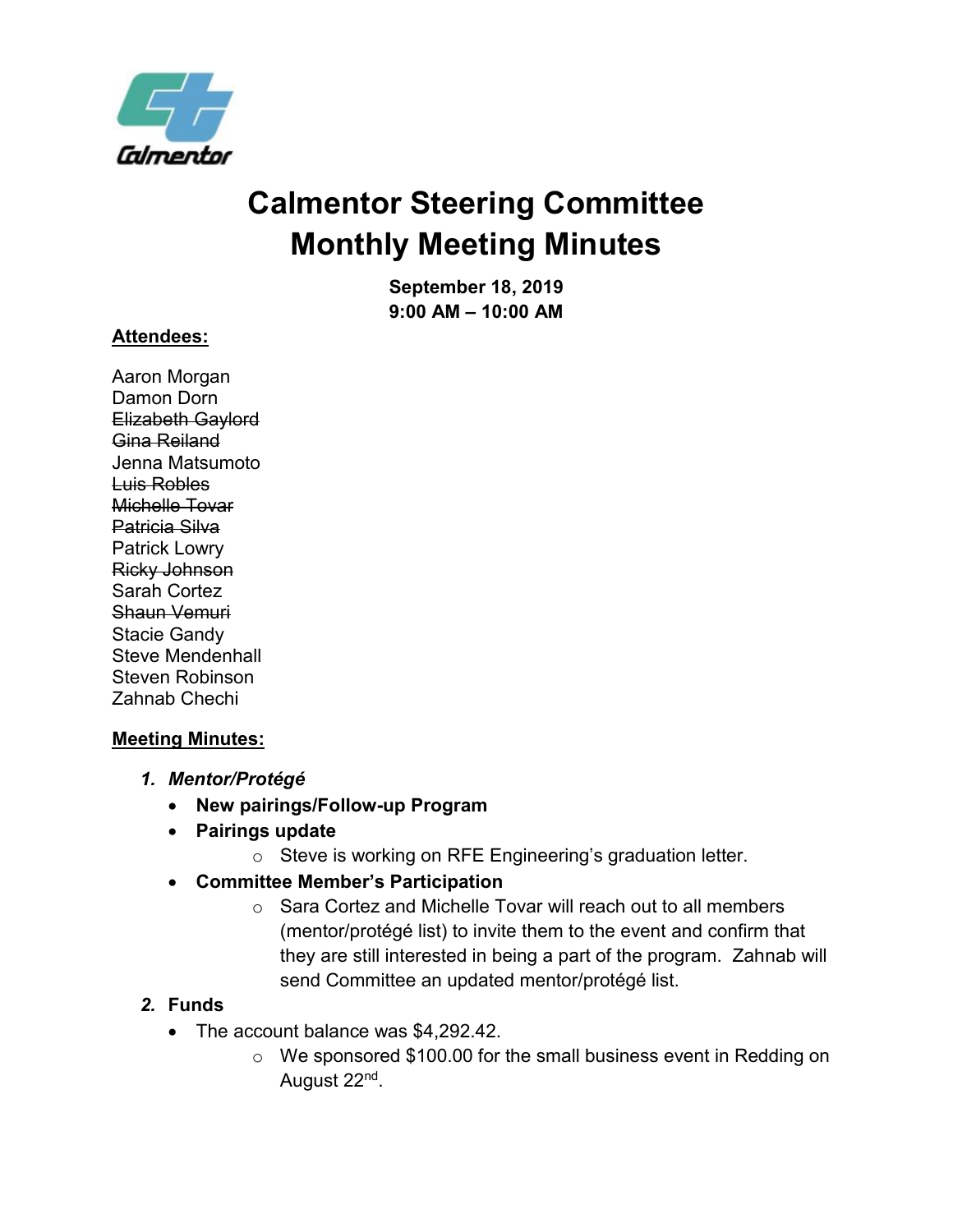Calmentor

# Calmentor Steering Committee
# Monthly Meeting Minutes

**September 18, 2019**
**9:00 AM – 10:00 AM**

**Attendees:**

Aaron Morgan
Damon Dorn
~~Elizabeth Gaylord~~
~~Gina Reiland~~
Jenna Matsumoto
~~Luis Robles~~
~~Michelle Tovar~~
~~Patricia Silva~~
Patrick Lowry
~~Ricky Johnson~~
Sarah Cortez
~~Shaun Vemuri~~
Stacie Gandy
Steve Mendenhall
Steven Robinson
Zahnab Chechi

**Meeting Minutes:**

1. ***Mentor/Protégé***
   - **New pairings/Follow-up Program**
   - **Pairings update**
     - Steve is working on RFE Engineering's graduation letter.
   - **Committee Member's Participation**
     - Sara Cortez and Michelle Tovar will reach out to all members (mentor/protégé list) to invite them to the event and confirm that they are still interested in being a part of the program. Zahnab will send Committee an updated mentor/protégé list.
2. ***Funds***
   - The account balance was $4,292.42.
     - We sponsored $100.00 for the small business event in Redding on August 22nd.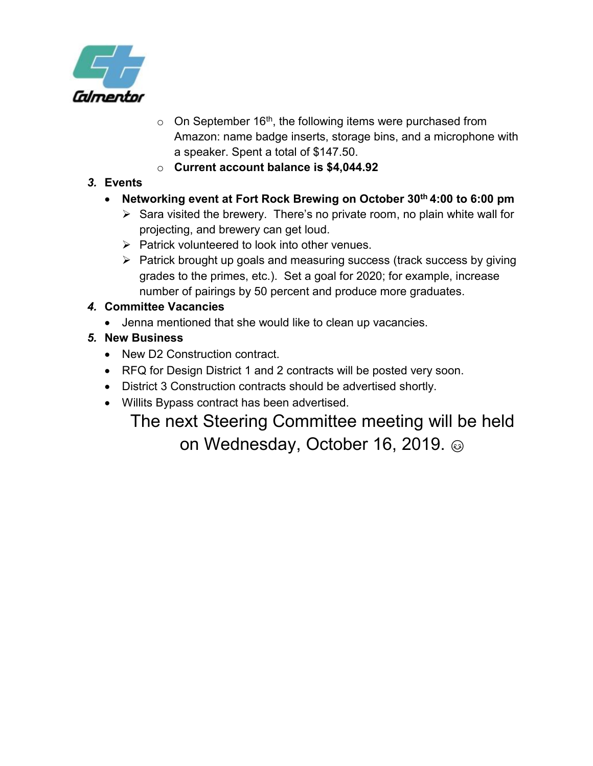- On September 16th, the following items were purchased from Amazon: name badge inserts, storage bins, and a microphone with a speaker. Spent a total of $147.50.
- **Current account balance is $4,044.92**

3. ***Events***
   - **Networking event at Fort Rock Brewing on October 30th 4:00 to 6:00 pm**
     - Sara visited the brewery. There's no private room, no plain white wall for projecting, and brewery can get loud.
     - Patrick volunteered to look into other venues.
     - Patrick brought up goals and measuring success (track success by giving grades to the primes, etc.). Set a goal for 2020; for example, increase number of pairings by 50 percent and produce more graduates.
4. ***Committee Vacancies***
   - Jenna mentioned that she would like to clean up vacancies.
5. ***New Business***
   - New D2 Construction contract.
   - RFQ for Design District 1 and 2 contracts will be posted very soon.
   - District 3 Construction contracts should be advertised shortly.
   - Willits Bypass contract has been advertised.

The next Steering Committee meeting will be held on Wednesday, October 16, 2019. ☺